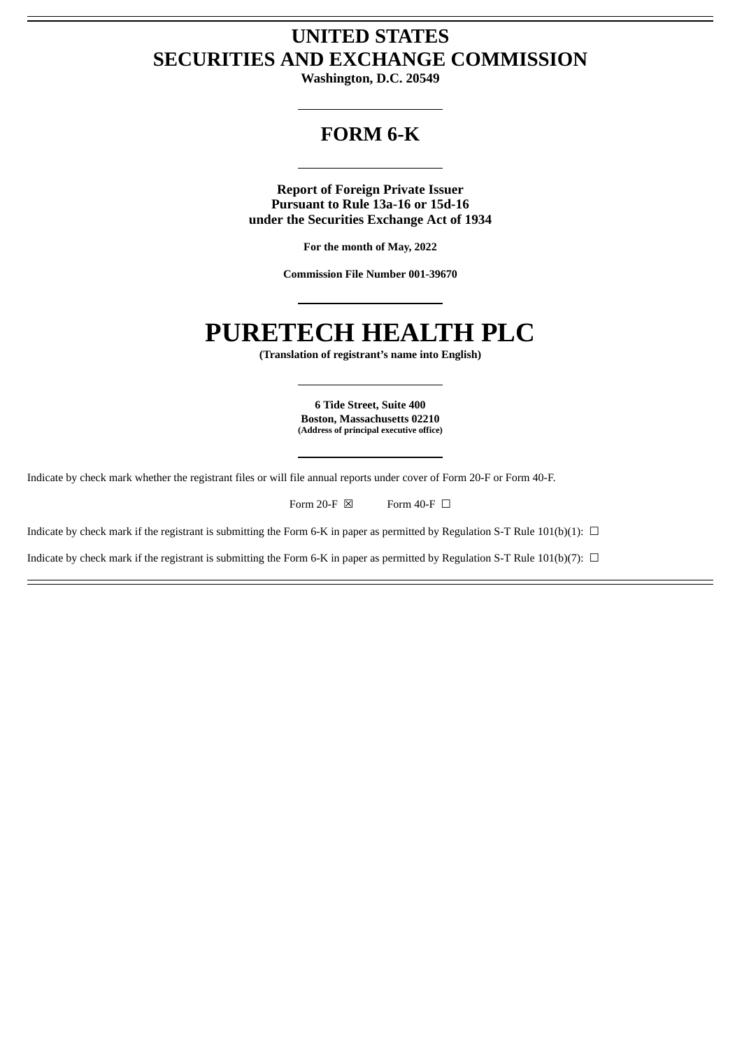# UNITED STATES
# SECURITIES AND EXCHANGE COMMISSION

**Washington, D.C. 20549**

---

## FORM 6-K

---

**Report of Foreign Private Issuer**
**Pursuant to Rule 13a-16 or 15d-16**
**under the Securities Exchange Act of 1934**

**For the month of May, 2022**

**Commission File Number 001-39670**

---

# PURETECH HEALTH PLC

**(Translation of registrant's name into English)**

---

**6 Tide Street, Suite 400**
**Boston, Massachusetts 02210**
**(Address of principal executive office)**

---

Indicate by check mark whether the registrant files or will file annual reports under cover of Form 20-F or Form 40-F.

Form 20-F ☒ Form 40-F ☐

Indicate by check mark if the registrant is submitting the Form 6-K in paper as permitted by Regulation S-T Rule 101(b)(1): ☐

Indicate by check mark if the registrant is submitting the Form 6-K in paper as permitted by Regulation S-T Rule 101(b)(7): ☐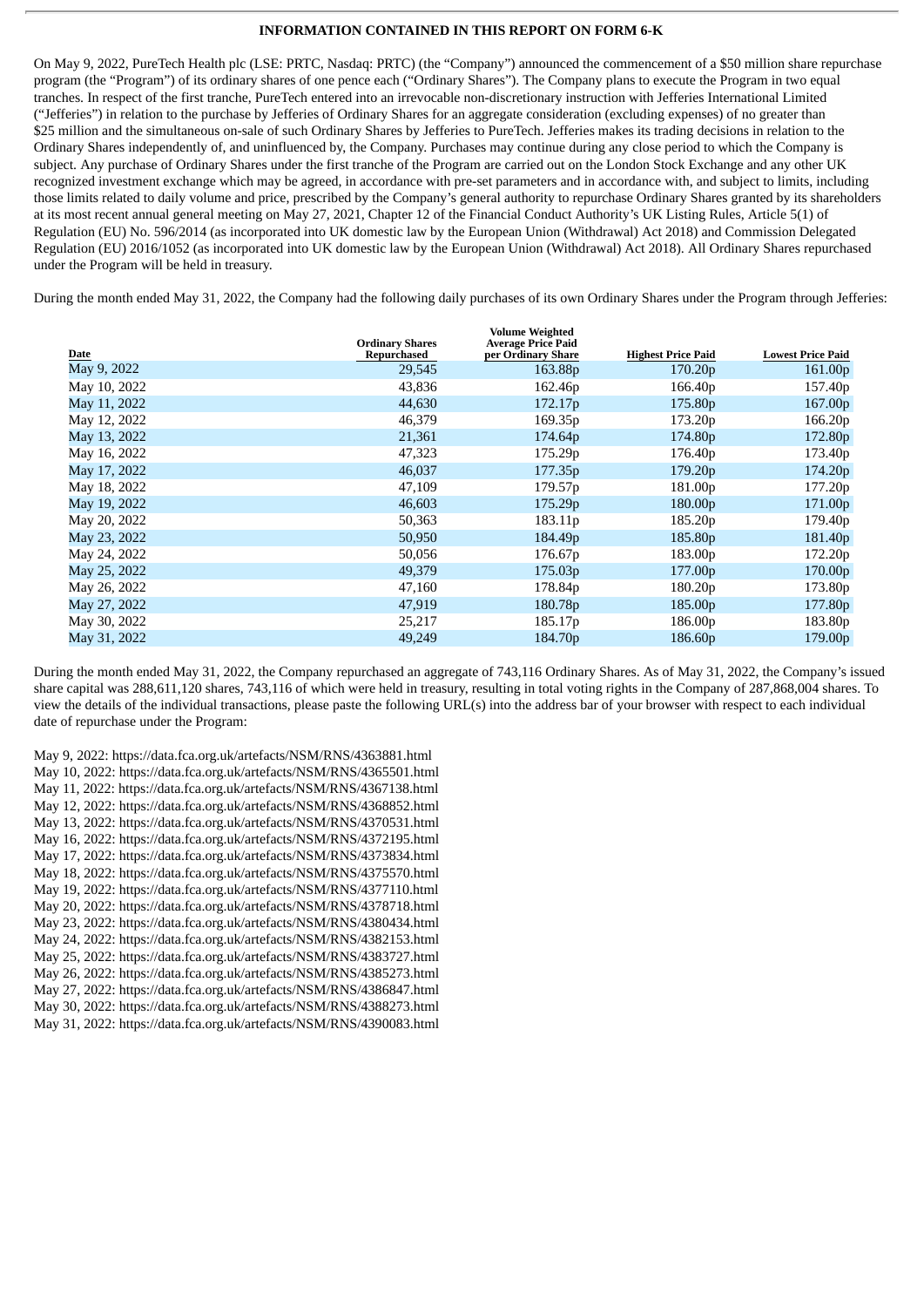**INFORMATION CONTAINED IN THIS REPORT ON FORM 6-K**

On May 9, 2022, PureTech Health plc (LSE: PRTC, Nasdaq: PRTC) (the "Company") announced the commencement of a $50 million share repurchase program (the "Program") of its ordinary shares of one pence each ("Ordinary Shares"). The Company plans to execute the Program in two equal tranches. In respect of the first tranche, PureTech entered into an irrevocable non-discretionary instruction with Jefferies International Limited ("Jefferies") in relation to the purchase by Jefferies of Ordinary Shares for an aggregate consideration (excluding expenses) of no greater than $25 million and the simultaneous on-sale of such Ordinary Shares by Jefferies to PureTech. Jefferies makes its trading decisions in relation to the Ordinary Shares independently of, and uninfluenced by, the Company. Purchases may continue during any close period to which the Company is subject. Any purchase of Ordinary Shares under the first tranche of the Program are carried out on the London Stock Exchange and any other UK recognized investment exchange which may be agreed, in accordance with pre-set parameters and in accordance with, and subject to limits, including those limits related to daily volume and price, prescribed by the Company's general authority to repurchase Ordinary Shares granted by its shareholders at its most recent annual general meeting on May 27, 2021, Chapter 12 of the Financial Conduct Authority's UK Listing Rules, Article 5(1) of Regulation (EU) No. 596/2014 (as incorporated into UK domestic law by the European Union (Withdrawal) Act 2018) and Commission Delegated Regulation (EU) 2016/1052 (as incorporated into UK domestic law by the European Union (Withdrawal) Act 2018). All Ordinary Shares repurchased under the Program will be held in treasury.

During the month ended May 31, 2022, the Company had the following daily purchases of its own Ordinary Shares under the Program through Jefferies:

| Date | Ordinary Shares Repurchased | Volume Weighted Average Price Paid per Ordinary Share | Highest Price Paid | Lowest Price Paid |
|---|---|---|---|---|
| May 9, 2022 | 29,545 | 163.88p | 170.20p | 161.00p |
| May 10, 2022 | 43,836 | 162.46p | 166.40p | 157.40p |
| May 11, 2022 | 44,630 | 172.17p | 175.80p | 167.00p |
| May 12, 2022 | 46,379 | 169.35p | 173.20p | 166.20p |
| May 13, 2022 | 21,361 | 174.64p | 174.80p | 172.80p |
| May 16, 2022 | 47,323 | 175.29p | 176.40p | 173.40p |
| May 17, 2022 | 46,037 | 177.35p | 179.20p | 174.20p |
| May 18, 2022 | 47,109 | 179.57p | 181.00p | 177.20p |
| May 19, 2022 | 46,603 | 175.29p | 180.00p | 171.00p |
| May 20, 2022 | 50,363 | 183.11p | 185.20p | 179.40p |
| May 23, 2022 | 50,950 | 184.49p | 185.80p | 181.40p |
| May 24, 2022 | 50,056 | 176.67p | 183.00p | 172.20p |
| May 25, 2022 | 49,379 | 175.03p | 177.00p | 170.00p |
| May 26, 2022 | 47,160 | 178.84p | 180.20p | 173.80p |
| May 27, 2022 | 47,919 | 180.78p | 185.00p | 177.80p |
| May 30, 2022 | 25,217 | 185.17p | 186.00p | 183.80p |
| May 31, 2022 | 49,249 | 184.70p | 186.60p | 179.00p |

During the month ended May 31, 2022, the Company repurchased an aggregate of 743,116 Ordinary Shares. As of May 31, 2022, the Company's issued share capital was 288,611,120 shares, 743,116 of which were held in treasury, resulting in total voting rights in the Company of 287,868,004 shares. To view the details of the individual transactions, please paste the following URL(s) into the address bar of your browser with respect to each individual date of repurchase under the Program:

May 9, 2022: https://data.fca.org.uk/artefacts/NSM/RNS/4363881.html
May 10, 2022: https://data.fca.org.uk/artefacts/NSM/RNS/4365501.html
May 11, 2022: https://data.fca.org.uk/artefacts/NSM/RNS/4367138.html
May 12, 2022: https://data.fca.org.uk/artefacts/NSM/RNS/4368852.html
May 13, 2022: https://data.fca.org.uk/artefacts/NSM/RNS/4370531.html
May 16, 2022: https://data.fca.org.uk/artefacts/NSM/RNS/4372195.html
May 17, 2022: https://data.fca.org.uk/artefacts/NSM/RNS/4373834.html
May 18, 2022: https://data.fca.org.uk/artefacts/NSM/RNS/4375570.html
May 19, 2022: https://data.fca.org.uk/artefacts/NSM/RNS/4377110.html
May 20, 2022: https://data.fca.org.uk/artefacts/NSM/RNS/4378718.html
May 23, 2022: https://data.fca.org.uk/artefacts/NSM/RNS/4380434.html
May 24, 2022: https://data.fca.org.uk/artefacts/NSM/RNS/4382153.html
May 25, 2022: https://data.fca.org.uk/artefacts/NSM/RNS/4383727.html
May 26, 2022: https://data.fca.org.uk/artefacts/NSM/RNS/4385273.html
May 27, 2022: https://data.fca.org.uk/artefacts/NSM/RNS/4386847.html
May 30, 2022: https://data.fca.org.uk/artefacts/NSM/RNS/4388273.html
May 31, 2022: https://data.fca.org.uk/artefacts/NSM/RNS/4390083.html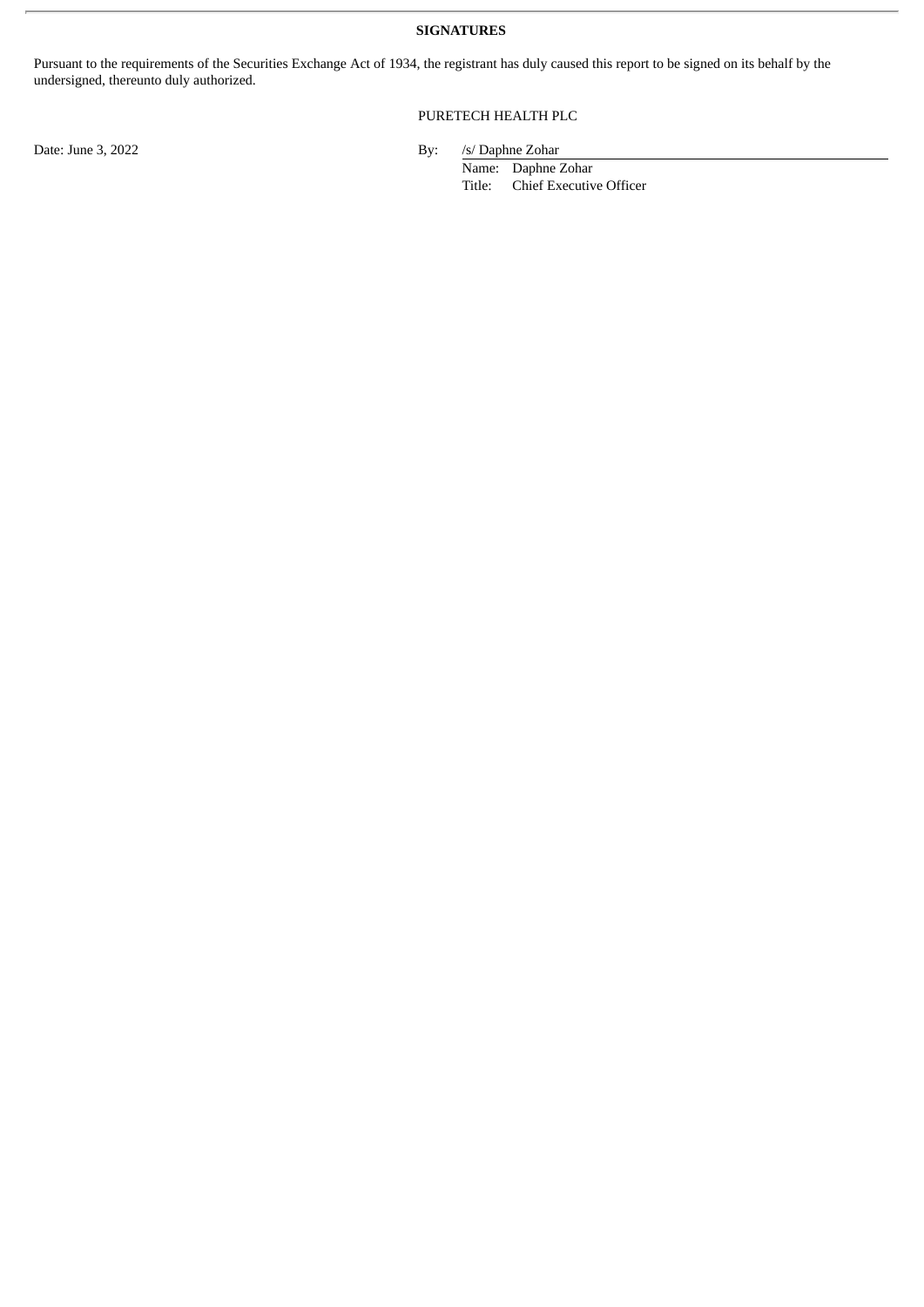**SIGNATURES**

Pursuant to the requirements of the Securities Exchange Act of 1934, the registrant has duly caused this report to be signed on its behalf by the undersigned, thereunto duly authorized.

PURETECH HEALTH PLC

Date: June 3, 2022

By: /s/ Daphne Zohar
Name: Daphne Zohar
Title: Chief Executive Officer